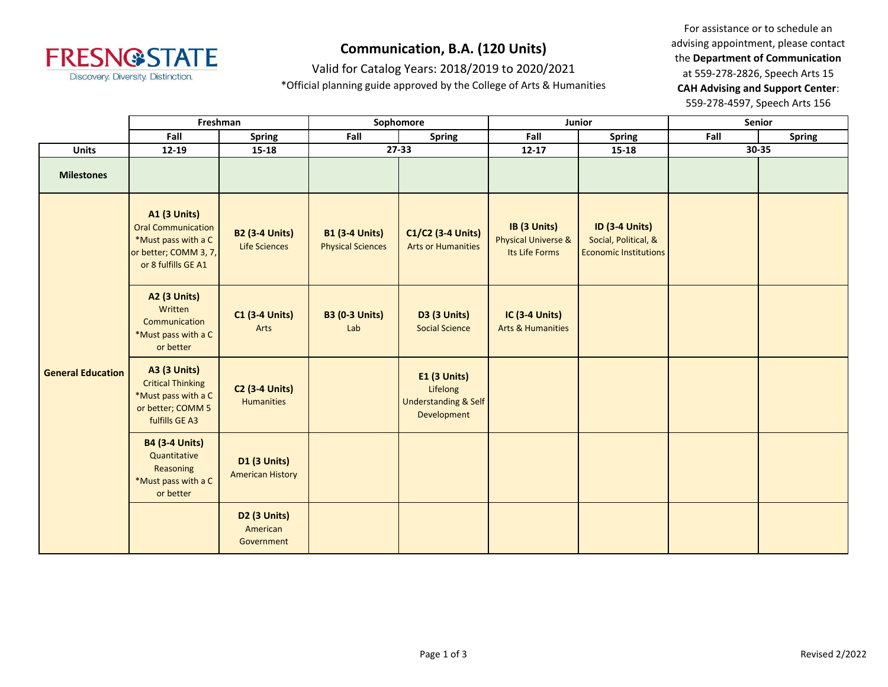# Communication, B.A. (120 Units)

Valid for Catalog Years: 2018/2019 to 2020/2021

*Official planning guide approved by the College of Arts & Humanities

For assistance or to schedule an advising appointment, please contact the **Department of Communication** at 559-278-2826, Speech Arts 15
**CAH Advising and Support Center**: 559-278-4597, Speech Arts 156

| | Freshman | | Sophomore | | Junior | | Senior | |
|---|---|---|---|---|---|---|---|---|
| | Fall | Spring | Fall | Spring | Fall | Spring | Fall | Spring |
| **Units** | 12-19 | 15-18 | 27-33 | | 12-17 | 15-18 | 30-35 | |
| **Milestones** | | | | | | | | |
| **General Education** | **A1 (3 Units)** Oral Communication *Must pass with a C or better; COMM 3, 7, or 8 fulfills GE A1 | **B2 (3-4 Units)** Life Sciences | **B1 (3-4 Units)** Physical Sciences | **C1/C2 (3-4 Units)** Arts or Humanities | **IB (3 Units)** Physical Universe & Its Life Forms | **ID (3-4 Units)** Social, Political, & Economic Institutions | | |
| | **A2 (3 Units)** Written Communication *Must pass with a C or better | **C1 (3-4 Units)** Arts | **B3 (0-3 Units)** Lab | **D3 (3 Units)** Social Science | **IC (3-4 Units)** Arts & Humanities | | | |
| | **A3 (3 Units)** Critical Thinking *Must pass with a C or better; COMM 5 fulfills GE A3 | **C2 (3-4 Units)** Humanities | | **E1 (3 Units)** Lifelong Understanding & Self Development | | | | |
| | **B4 (3-4 Units)** Quantitative Reasoning *Must pass with a C or better | **D1 (3 Units)** American History | | | | | | |
| | | **D2 (3 Units)** American Government | | | | | | |

Revised 2/2022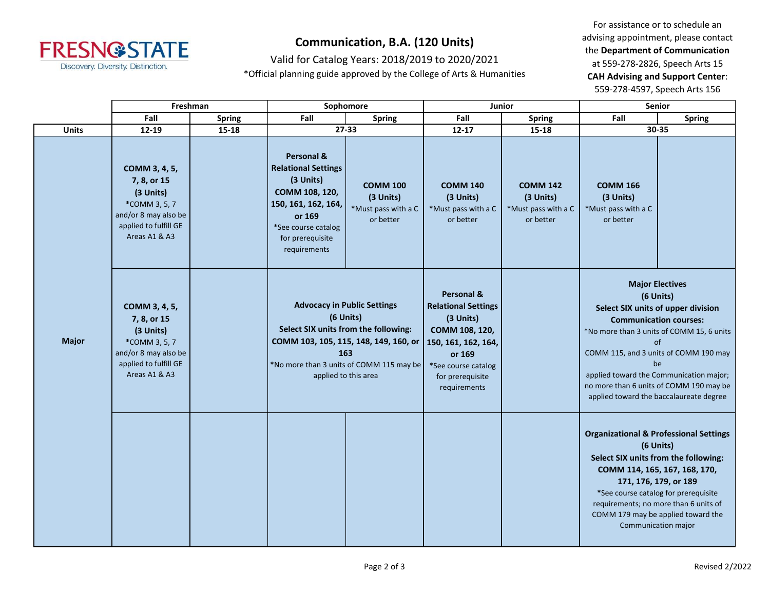# Communication, B.A. (120 Units)

Valid for Catalog Years: 2018/2019 to 2020/2021

*Official planning guide approved by the College of Arts & Humanities

For assistance or to schedule an advising appointment, please contact the **Department of Communication** at 559-278-2826, Speech Arts 15

**CAH Advising and Support Center**: 559-278-4597, Speech Arts 156

| | Freshman | | Sophomore | | Junior | | Senior | |
|---|---|---|---|---|---|---|---|---|
| | Fall | Spring | Fall | Spring | Fall | Spring | Fall | Spring |
| **Units** | **12-19** | **15-18** | **27-33** | | **12-17** | **15-18** | **30-35** | |
| **Major** | **COMM 3, 4, 5, 7, 8, or 15 (3 Units)** *COMM 3, 5, 7 and/or 8 may also be applied to fulfill GE Areas A1 & A3 | | **Personal & Relational Settings (3 Units) COMM 108, 120, 150, 161, 162, 164, or 169** *See course catalog for prerequisite requirements | **COMM 100 (3 Units)** *Must pass with a C or better | **COMM 140 (3 Units)** *Must pass with a C or better | **COMM 142 (3 Units)** *Must pass with a C or better | **COMM 166 (3 Units)** *Must pass with a C or better | |
| | **COMM 3, 4, 5, 7, 8, or 15 (3 Units)** *COMM 3, 5, 7 and/or 8 may also be applied to fulfill GE Areas A1 & A3 | | **Advocacy in Public Settings (6 Units) Select SIX units from the following: COMM 103, 105, 115, 148, 149, 160, or 163** *No more than 3 units of COMM 115 may be applied to this area | | **Personal & Relational Settings (3 Units) COMM 108, 120, 150, 161, 162, 164, or 169** *See course catalog for prerequisite requirements | | **Major Electives (6 Units) Select SIX units of upper division Communication courses:** *No more than 3 units of COMM 15, 6 units of COMM 115, and 3 units of COMM 190 may be applied toward the Communication major; no more than 6 units of COMM 190 may be applied toward the baccalaureate degree | |
| | | | | | | | **Organizational & Professional Settings (6 Units) Select SIX units from the following: COMM 114, 165, 167, 168, 170, 171, 176, 179, or 189** *See course catalog for prerequisite requirements; no more than 6 units of COMM 179 may be applied toward the Communication major | |

Revised 2/2022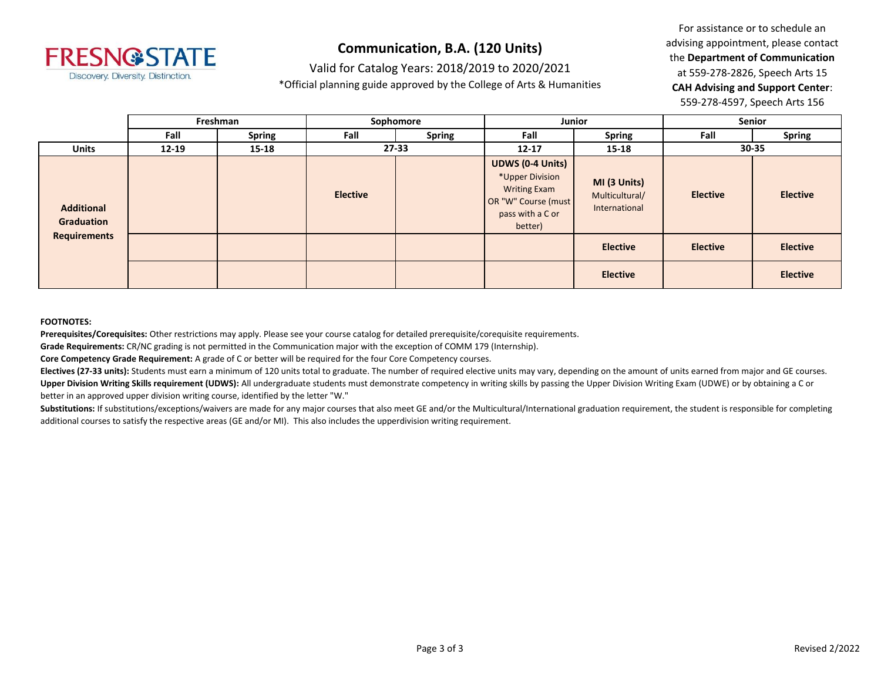# Communication, B.A. (120 Units)

Valid for Catalog Years: 2018/2019 to 2020/2021

*Official planning guide approved by the College of Arts & Humanities

For assistance or to schedule an advising appointment, please contact the **Department of Communication** at 559-278-2826, Speech Arts 15
**CAH Advising and Support Center**: 559-278-4597, Speech Arts 156

| | Freshman | | Sophomore | | Junior | | Senior | |
|---|---|---|---|---|---|---|---|---|
| | **Fall** | **Spring** | **Fall** | **Spring** | **Fall** | **Spring** | **Fall** | **Spring** |
| **Units** | **12-19** | **15-18** | **27-33** | | **12-17** | **15-18** | **30-35** | |
| **Additional Graduation Requirements** | | | **Elective** | | **UDWS (0-4 Units)** *Upper Division Writing Exam OR "W" Course (must pass with a C or better) | **MI (3 Units)** Multicultural/ International | **Elective** | **Elective** |
| | | | | | | **Elective** | **Elective** | **Elective** |
| | | | | | | **Elective** | | **Elective** |

**FOOTNOTES:**

**Prerequisites/Corequisites:** Other restrictions may apply. Please see your course catalog for detailed prerequisite/corequisite requirements.

**Grade Requirements:** CR/NC grading is not permitted in the Communication major with the exception of COMM 179 (Internship).

**Core Competency Grade Requirement:** A grade of C or better will be required for the four Core Competency courses.

**Electives (27-33 units):** Students must earn a minimum of 120 units total to graduate. The number of required elective units may vary, depending on the amount of units earned from major and GE courses.

**Upper Division Writing Skills requirement (UDWS):** All undergraduate students must demonstrate competency in writing skills by passing the Upper Division Writing Exam (UDWE) or by obtaining a C or better in an approved upper division writing course, identified by the letter "W."

**Substitutions:** If substitutions/exceptions/waivers are made for any major courses that also meet GE and/or the Multicultural/International graduation requirement, the student is responsible for completing additional courses to satisfy the respective areas (GE and/or MI). This also includes the upperdivision writing requirement.

Revised 2/2022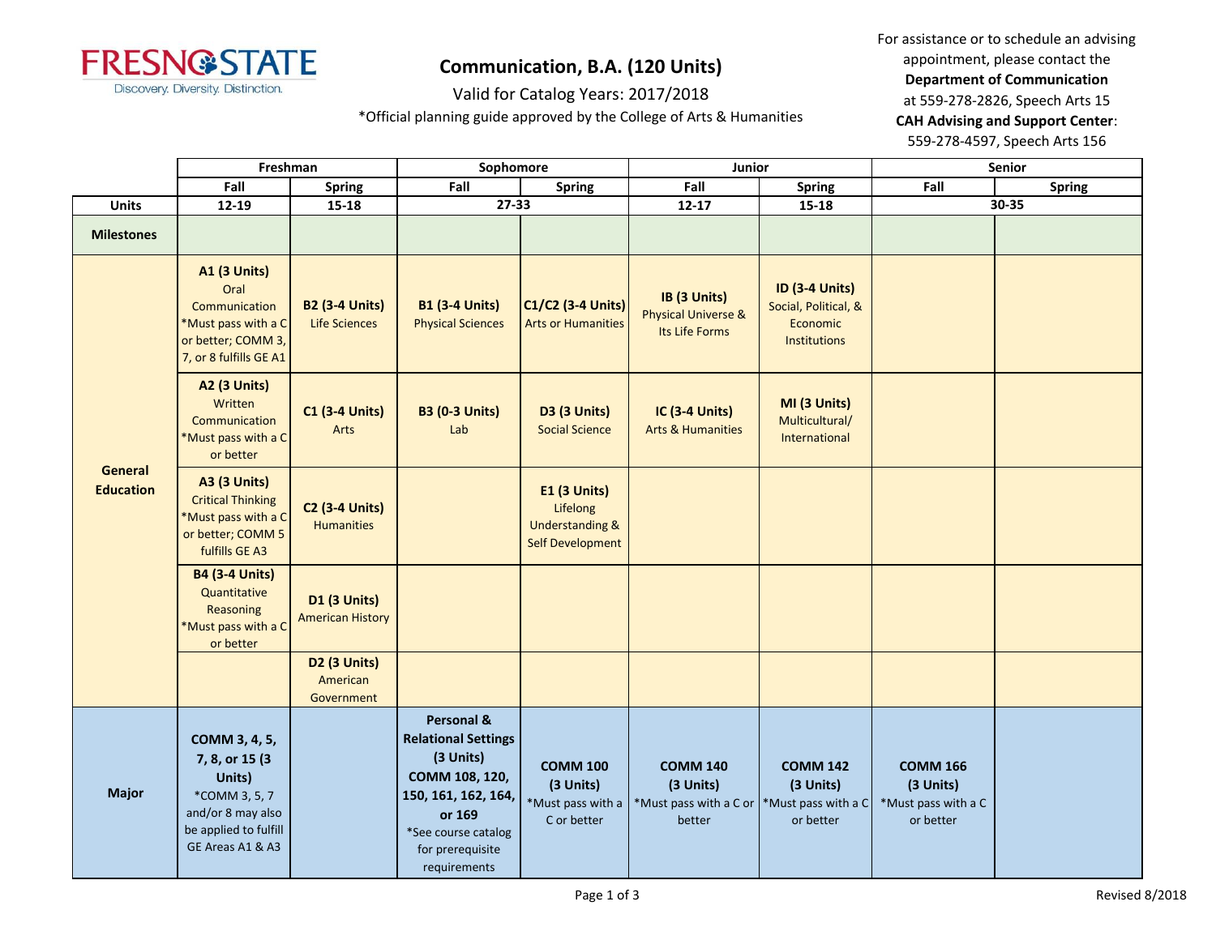**FRESNO STATE**
Discovery. Diversity. Distinction.

# Communication, B.A. (120 Units)

Valid for Catalog Years: 2017/2018

*Official planning guide approved by the College of Arts & Humanities

For assistance or to schedule an advising appointment, please contact the **Department of Communication** at 559-278-2826, Speech Arts 15
**CAH Advising and Support Center**: 559-278-4597, Speech Arts 156

| | Freshman | | Sophomore | | Junior | | Senior | |
|---|---|---|---|---|---|---|---|---|
| | **Fall** | **Spring** | **Fall** | **Spring** | **Fall** | **Spring** | **Fall** | **Spring** |
| **Units** | 12-19 | 15-18 | 27-33 | | 12-17 | 15-18 | 30-35 | |
| **Milestones** | | | | | | | | |
| **General Education** | **A1 (3 Units)** Oral Communication *Must pass with a C or better; COMM 3, 7, or 8 fulfills GE A1 | **B2 (3-4 Units)** Life Sciences | **B1 (3-4 Units)** Physical Sciences | **C1/C2 (3-4 Units)** Arts or Humanities | **IB (3 Units)** Physical Universe & Its Life Forms | **ID (3-4 Units)** Social, Political, & Economic Institutions | | |
| | **A2 (3 Units)** Written Communication *Must pass with a C or better | **C1 (3-4 Units)** Arts | **B3 (0-3 Units)** Lab | **D3 (3 Units)** Social Science | **IC (3-4 Units)** Arts & Humanities | **MI (3 Units)** Multicultural/ International | | |
| | **A3 (3 Units)** Critical Thinking *Must pass with a C or better; COMM 5 fulfills GE A3 | **C2 (3-4 Units)** Humanities | | **E1 (3 Units)** Lifelong Understanding & Self Development | | | | |
| | **B4 (3-4 Units)** Quantitative Reasoning *Must pass with a C or better | **D1 (3 Units)** American History | | | | | | |
| | | **D2 (3 Units)** American Government | | | | | | |
| **Major** | **COMM 3, 4, 5, 7, 8, or 15 (3 Units)** *COMM 3, 5, 7 and/or 8 may also be applied to fulfill GE Areas A1 & A3 | | **Personal & Relational Settings (3 Units) COMM 108, 120, 150, 161, 162, 164, or 169** *See course catalog for prerequisite requirements | **COMM 100 (3 Units)** *Must pass with a C or better | **COMM 140 (3 Units)** *Must pass with a C or better | **COMM 142 (3 Units)** *Must pass with a C or better | **COMM 166 (3 Units)** *Must pass with a C or better | |

Revised 8/2018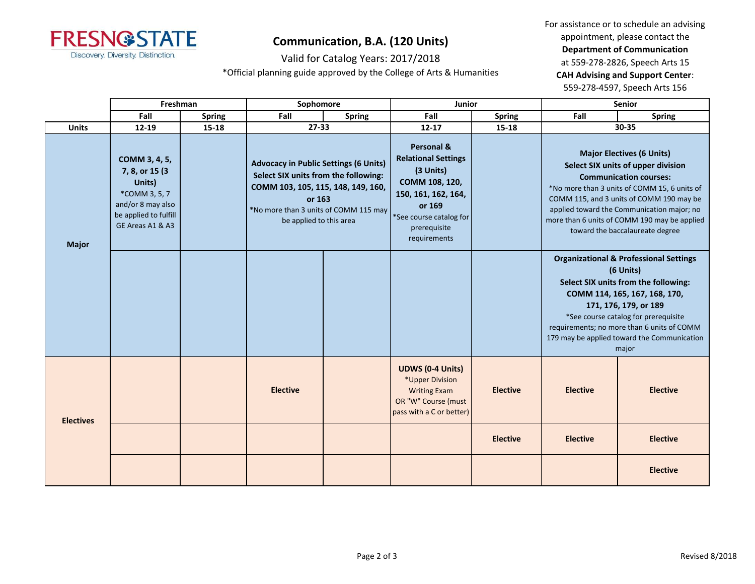# Communication, B.A. (120 Units)

Valid for Catalog Years: 2017/2018

*Official planning guide approved by the College of Arts & Humanities

For assistance or to schedule an advising appointment, please contact the **Department of Communication** at 559-278-2826, Speech Arts 15
**CAH Advising and Support Center**: 559-278-4597, Speech Arts 156

| | Freshman | | Sophomore | | Junior | | Senior | |
|---|---|---|---|---|---|---|---|---|
| | Fall | Spring | Fall | Spring | Fall | Spring | Fall | Spring |
| **Units** | 12-19 | 15-18 | 27-33 | | 12-17 | 15-18 | 30-35 | |
| **Major** | **COMM 3, 4, 5, 7, 8, or 15 (3 Units)** *COMM 3, 5, 7 and/or 8 may also be applied to fulfill GE Areas A1 & A3 | | **Advocacy in Public Settings (6 Units) Select SIX units from the following: COMM 103, 105, 115, 148, 149, 160, or 163** *No more than 3 units of COMM 115 may be applied to this area | | **Personal & Relational Settings (3 Units) COMM 108, 120, 150, 161, 162, 164, or 169** *See course catalog for prerequisite requirements | | **Major Electives (6 Units) Select SIX units of upper division Communication courses:** *No more than 3 units of COMM 15, 6 units of COMM 115, and 3 units of COMM 190 may be applied toward the Communication major; no more than 6 units of COMM 190 may be applied toward the baccalaureate degree | |
| | | | | | | | **Organizational & Professional Settings (6 Units) Select SIX units from the following: COMM 114, 165, 167, 168, 170, 171, 176, 179, or 189** *See course catalog for prerequisite requirements; no more than 6 units of COMM 179 may be applied toward the Communication major | |
| **Electives** | | | **Elective** | | **UDWS (0-4 Units)** *Upper Division Writing Exam OR "W" Course (must pass with a C or better) | **Elective** | **Elective** | **Elective** |
| | | | | | | **Elective** | **Elective** | **Elective** |
| | | | | | | | | **Elective** |

Revised 8/2018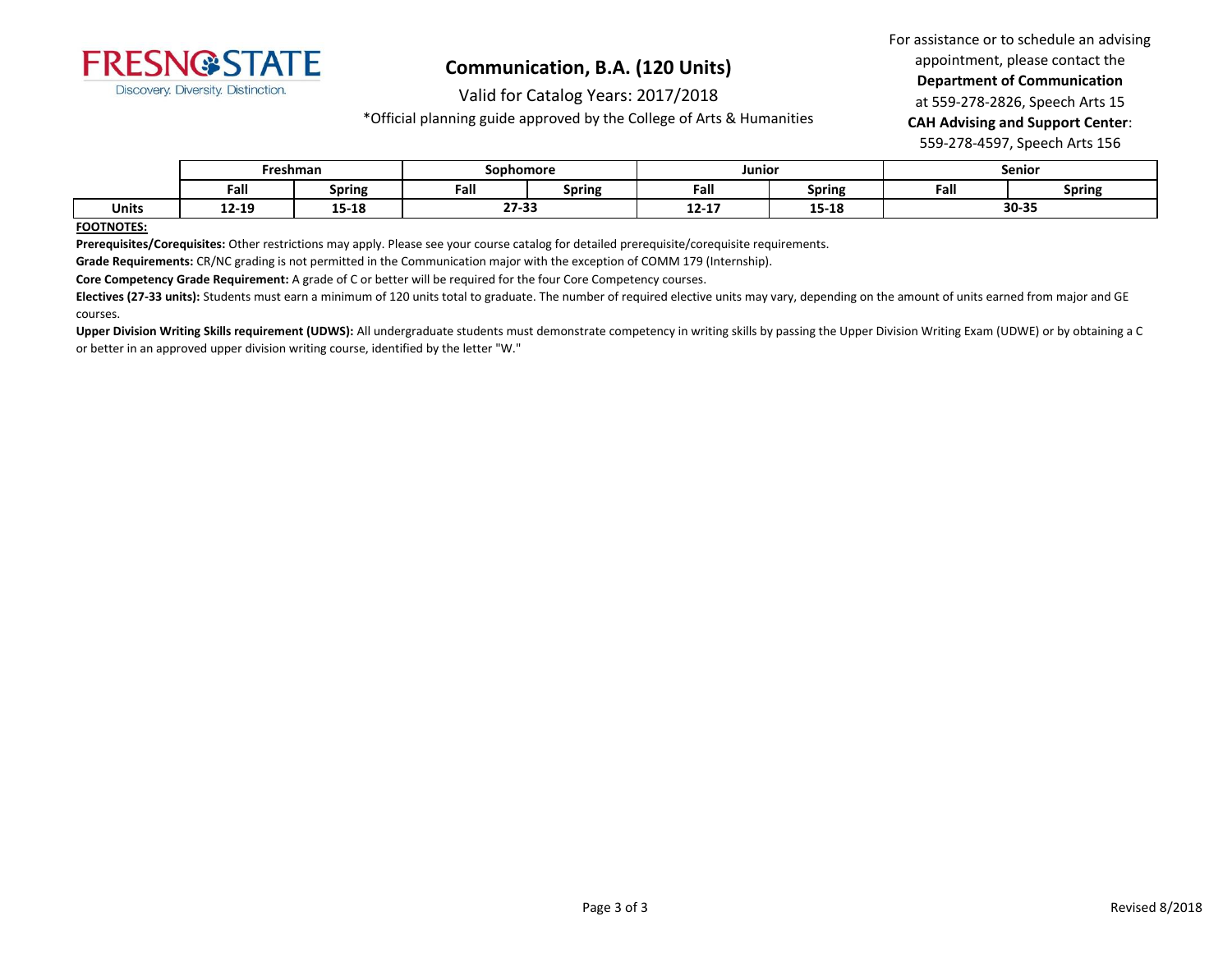FRESNO STATE
Discovery. Diversity. Distinction.

# Communication, B.A. (120 Units)

Valid for Catalog Years: 2017/2018

*Official planning guide approved by the College of Arts & Humanities

For assistance or to schedule an advising appointment, please contact the **Department of Communication** at 559-278-2826, Speech Arts 15
**CAH Advising and Support Center**: 559-278-4597, Speech Arts 156

| | Freshman | | Sophomore | | Junior | | Senior | |
|---|---|---|---|---|---|---|---|---|
| | Fall | Spring | Fall | Spring | Fall | Spring | Fall | Spring |
| **Units** | 12-19 | 15-18 | 27-33 | | 12-17 | 15-18 | 30-35 | |

**FOOTNOTES:**

**Prerequisites/Corequisites:** Other restrictions may apply. Please see your course catalog for detailed prerequisite/corequisite requirements.

**Grade Requirements:** CR/NC grading is not permitted in the Communication major with the exception of COMM 179 (Internship).

**Core Competency Grade Requirement:** A grade of C or better will be required for the four Core Competency courses.

**Electives (27-33 units):** Students must earn a minimum of 120 units total to graduate. The number of required elective units may vary, depending on the amount of units earned from major and GE courses.

**Upper Division Writing Skills requirement (UDWS):** All undergraduate students must demonstrate competency in writing skills by passing the Upper Division Writing Exam (UDWE) or by obtaining a C or better in an approved upper division writing course, identified by the letter "W."

Revised 8/2018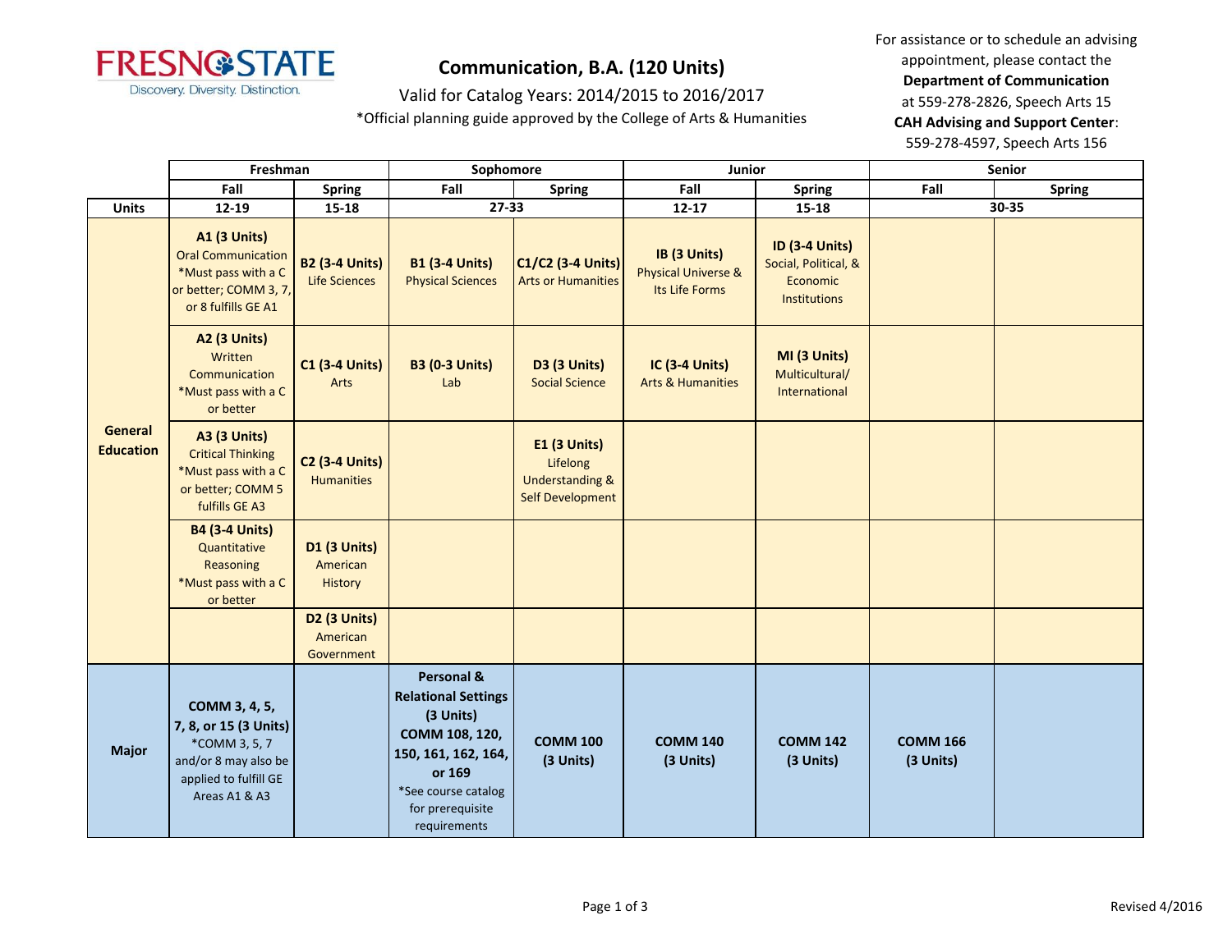# Communication, B.A. (120 Units)

Valid for Catalog Years: 2014/2015 to 2016/2017

*Official planning guide approved by the College of Arts & Humanities

For assistance or to schedule an advising appointment, please contact the **Department of Communication** at 559-278-2826, Speech Arts 15
**CAH Advising and Support Center**: 559-278-4597, Speech Arts 156

| | Freshman | | Sophomore | | Junior | | Senior | |
|---|---|---|---|---|---|---|---|---|
| | Fall | Spring | Fall | Spring | Fall | Spring | Fall | Spring |
| **Units** | 12-19 | 15-18 | 27-33 | | 12-17 | 15-18 | 30-35 | |
| **General Education** | **A1 (3 Units)** Oral Communication *Must pass with a C or better; COMM 3, 7, or 8 fulfills GE A1 | **B2 (3-4 Units)** Life Sciences | **B1 (3-4 Units)** Physical Sciences | **C1/C2 (3-4 Units)** Arts or Humanities | **IB (3 Units)** Physical Universe & Its Life Forms | **ID (3-4 Units)** Social, Political, & Economic Institutions | | |
| | **A2 (3 Units)** Written Communication *Must pass with a C or better | **C1 (3-4 Units)** Arts | **B3 (0-3 Units)** Lab | **D3 (3 Units)** Social Science | **IC (3-4 Units)** Arts & Humanities | **MI (3 Units)** Multicultural/ International | | |
| | **A3 (3 Units)** Critical Thinking *Must pass with a C or better; COMM 5 fulfills GE A3 | **C2 (3-4 Units)** Humanities | | **E1 (3 Units)** Lifelong Understanding & Self Development | | | | |
| | **B4 (3-4 Units)** Quantitative Reasoning *Must pass with a C or better | **D1 (3 Units)** American History | | | | | | |
| | | **D2 (3 Units)** American Government | | | | | | |
| **Major** | **COMM 3, 4, 5, 7, 8, or 15 (3 Units)** *COMM 3, 5, 7 and/or 8 may also be applied to fulfill GE Areas A1 & A3 | | **Personal & Relational Settings (3 Units) COMM 108, 120, 150, 161, 162, 164, or 169** *See course catalog for prerequisite requirements | **COMM 100 (3 Units)** | **COMM 140 (3 Units)** | **COMM 142 (3 Units)** | **COMM 166 (3 Units)** | |

Revised 4/2016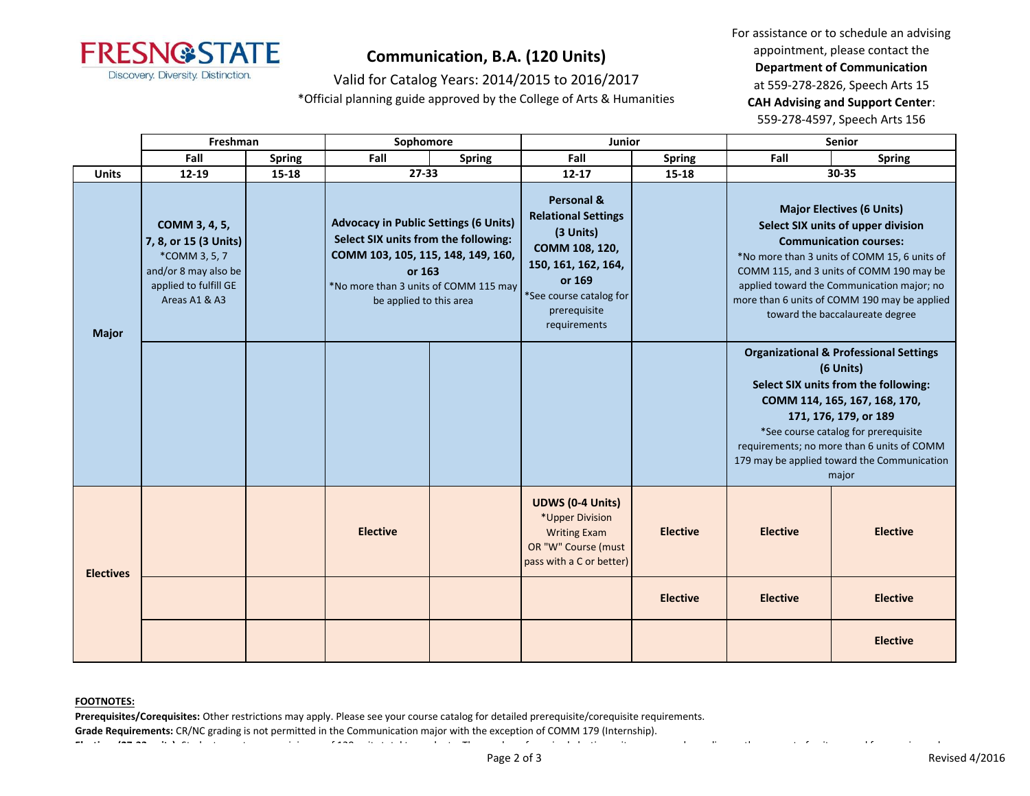# Communication, B.A. (120 Units)

Valid for Catalog Years: 2014/2015 to 2016/2017

*Official planning guide approved by the College of Arts & Humanities

For assistance or to schedule an advising appointment, please contact the **Department of Communication** at 559-278-2826, Speech Arts 15
**CAH Advising and Support Center**: 559-278-4597, Speech Arts 156

| | Freshman | | Sophomore | | Junior | | Senior | |
|---|---|---|---|---|---|---|---|---|
| | Fall | Spring | Fall | Spring | Fall | Spring | Fall | Spring |
| **Units** | 12-19 | 15-18 | 27-33 | | 12-17 | 15-18 | 30-35 | |
| **Major** | **COMM 3, 4, 5, 7, 8, or 15 (3 Units)** *COMM 3, 5, 7 and/or 8 may also be applied to fulfill GE Areas A1 & A3 | | **Advocacy in Public Settings (6 Units) Select SIX units from the following: COMM 103, 105, 115, 148, 149, 160, or 163** *No more than 3 units of COMM 115 may be applied to this area | | **Personal & Relational Settings (3 Units) COMM 108, 120, 150, 161, 162, 164, or 169** *See course catalog for prerequisite requirements | | **Major Electives (6 Units) Select SIX units of upper division Communication courses:** *No more than 3 units of COMM 15, 6 units of COMM 115, and 3 units of COMM 190 may be applied toward the Communication major; no more than 6 units of COMM 190 may be applied toward the baccalaureate degree | |
| | | | | | | | **Organizational & Professional Settings (6 Units) Select SIX units from the following: COMM 114, 165, 167, 168, 170, 171, 176, 179, or 189** *See course catalog for prerequisite requirements; no more than 6 units of COMM 179 may be applied toward the Communication major | |
| **Electives** | | | **Elective** | | **UDWS (0-4 Units)** *Upper Division Writing Exam OR "W" Course (must pass with a C or better) | **Elective** | **Elective** | **Elective** |
| | | | | | | **Elective** | **Elective** | **Elective** |
| | | | | | | | | **Elective** |

**FOOTNOTES:**

**Prerequisites/Corequisites:** Other restrictions may apply. Please see your course catalog for detailed prerequisite/corequisite requirements.

**Grade Requirements:** CR/NC grading is not permitted in the Communication major with the exception of COMM 179 (Internship).

Revised 4/2016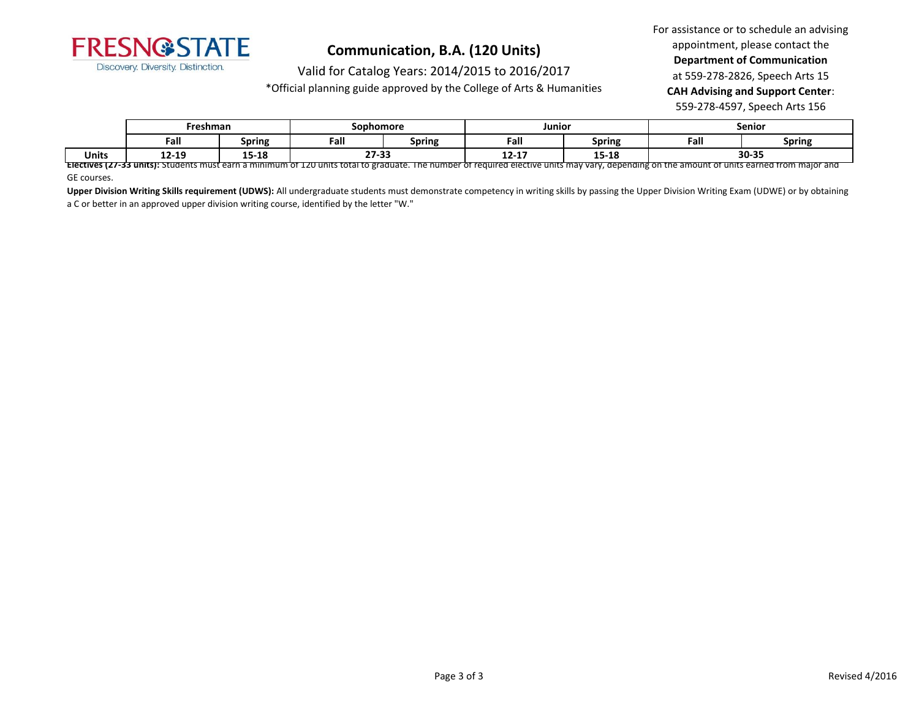# Communication, B.A. (120 Units)

Valid for Catalog Years: 2014/2015 to 2016/2017

*Official planning guide approved by the College of Arts & Humanities

For assistance or to schedule an advising appointment, please contact the **Department of Communication** at 559-278-2826, Speech Arts 15

**CAH Advising and Support Center**: 559-278-4597, Speech Arts 156

| | Freshman | | Sophomore | | Junior | | Senior | |
|---|---|---|---|---|---|---|---|---|
| | **Fall** | **Spring** | **Fall** | **Spring** | **Fall** | **Spring** | **Fall** | **Spring** |
| **Units** | 12-19 | 15-18 | 27-33 | | 12-17 | 15-18 | 30-35 | |

**Electives (27-33 units):** Students must earn a minimum of 120 units total to graduate. The number of required elective units may vary, depending on the amount of units earned from major and GE courses.

**Upper Division Writing Skills requirement (UDWS):** All undergraduate students must demonstrate competency in writing skills by passing the Upper Division Writing Exam (UDWE) or by obtaining a C or better in an approved upper division writing course, identified by the letter "W."

Revised 4/2016